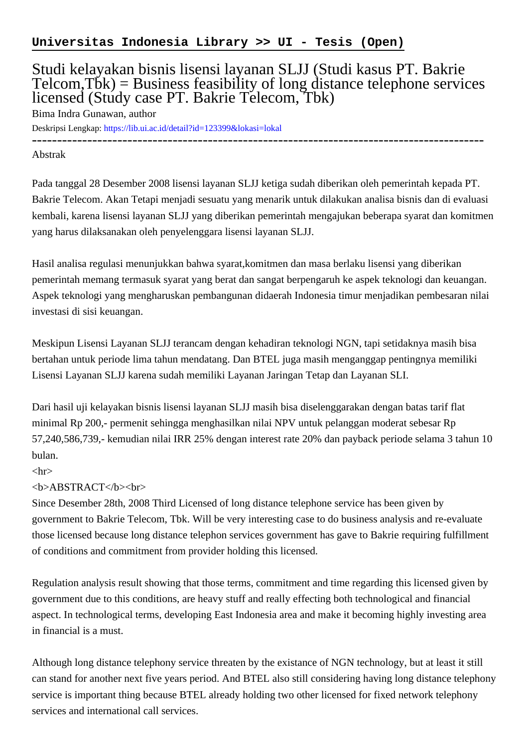**Universitas Indonesia Library >> UI - Tesis (Open)**

# Studi kelayakan bisnis lisensi layanan SLJJ (Studi kasus PT. Bakrie Telcom,Tbk) = Business feasibility of long distance telephone services licensed (Study case PT. Bakrie Telecom, Tbk)

Bima Indra Gunawan, author

Deskripsi Lengkap: https://lib.ui.ac.id/detail?id=123399&lokasi=lokal

------------------------------------------------------------------------------------------

Abstrak

Pada tanggal 28 Desember 2008 lisensi layanan SLJJ ketiga sudah diberikan oleh pemerintah kepada PT. Bakrie Telecom. Akan Tetapi menjadi sesuatu yang menarik untuk dilakukan analisa bisnis dan di evaluasi kembali, karena lisensi layanan SLJJ yang diberikan pemerintah mengajukan beberapa syarat dan komitmen yang harus dilaksanakan oleh penyelenggara lisensi layanan SLJJ.

Hasil analisa regulasi menunjukkan bahwa syarat,komitmen dan masa berlaku lisensi yang diberikan pemerintah memang termasuk syarat yang berat dan sangat berpengaruh ke aspek teknologi dan keuangan. Aspek teknologi yang mengharuskan pembangunan didaerah Indonesia timur menjadikan pembesaran nilai investasi di sisi keuangan.

Meskipun Lisensi Layanan SLJJ terancam dengan kehadiran teknologi NGN, tapi setidaknya masih bisa bertahan untuk periode lima tahun mendatang. Dan BTEL juga masih menganggap pentingnya memiliki Lisensi Layanan SLJJ karena sudah memiliki Layanan Jaringan Tetap dan Layanan SLI.

Dari hasil uji kelayakan bisnis lisensi layanan SLJJ masih bisa diselenggarakan dengan batas tarif flat minimal Rp 200,- permenit sehingga menghasilkan nilai NPV untuk pelanggan moderat sebesar Rp 57,240,586,739,- kemudian nilai IRR 25% dengan interest rate 20% dan payback periode selama 3 tahun 10 bulan.

<hr>

<b>ABSTRACT</b><br>

Since Desember 28th, 2008 Third Licensed of long distance telephone service has been given by government to Bakrie Telecom, Tbk. Will be very interesting case to do business analysis and re-evaluate those licensed because long distance telephon services government has gave to Bakrie requiring fulfillment of conditions and commitment from provider holding this licensed.

Regulation analysis result showing that those terms, commitment and time regarding this licensed given by government due to this conditions, are heavy stuff and really effecting both technological and financial aspect. In technological terms, developing East Indonesia area and make it becoming highly investing area in financial is a must.

Although long distance telephony service threaten by the existance of NGN technology, but at least it still can stand for another next five years period. And BTEL also still considering having long distance telephony service is important thing because BTEL already holding two other licensed for fixed network telephony services and international call services.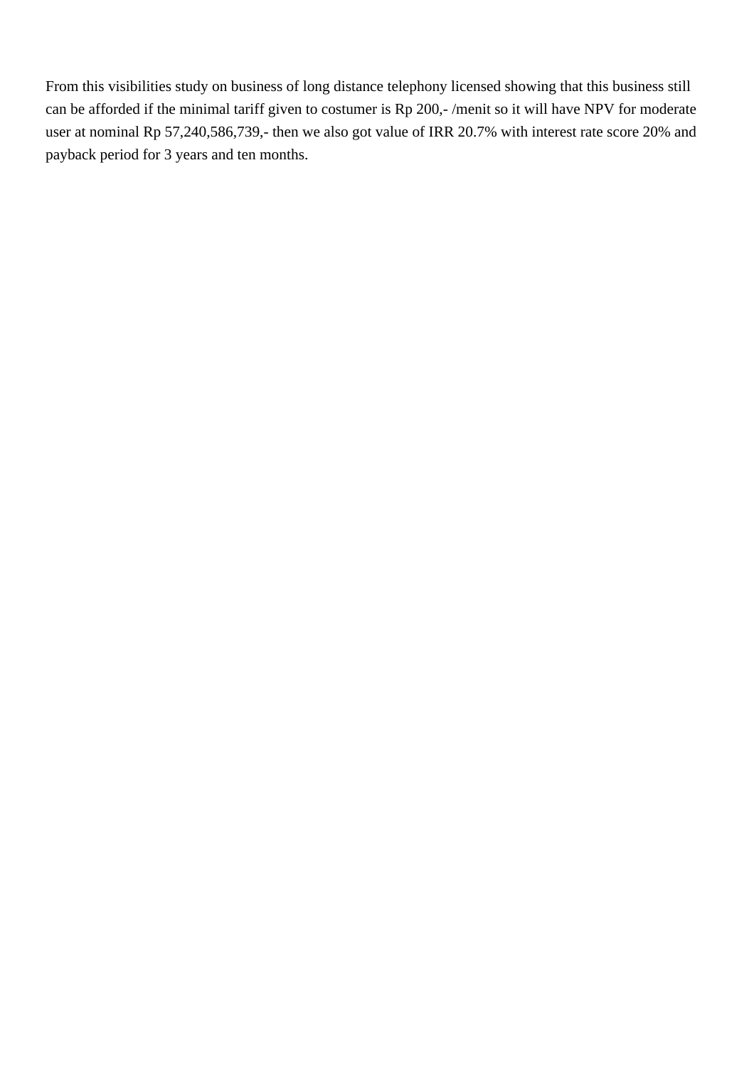From this visibilities study on business of long distance telephony licensed showing that this business still can be afforded if the minimal tariff given to costumer is Rp 200,- /menit so it will have NPV for moderate user at nominal Rp 57,240,586,739,- then we also got value of IRR 20.7% with interest rate score 20% and payback period for 3 years and ten months.